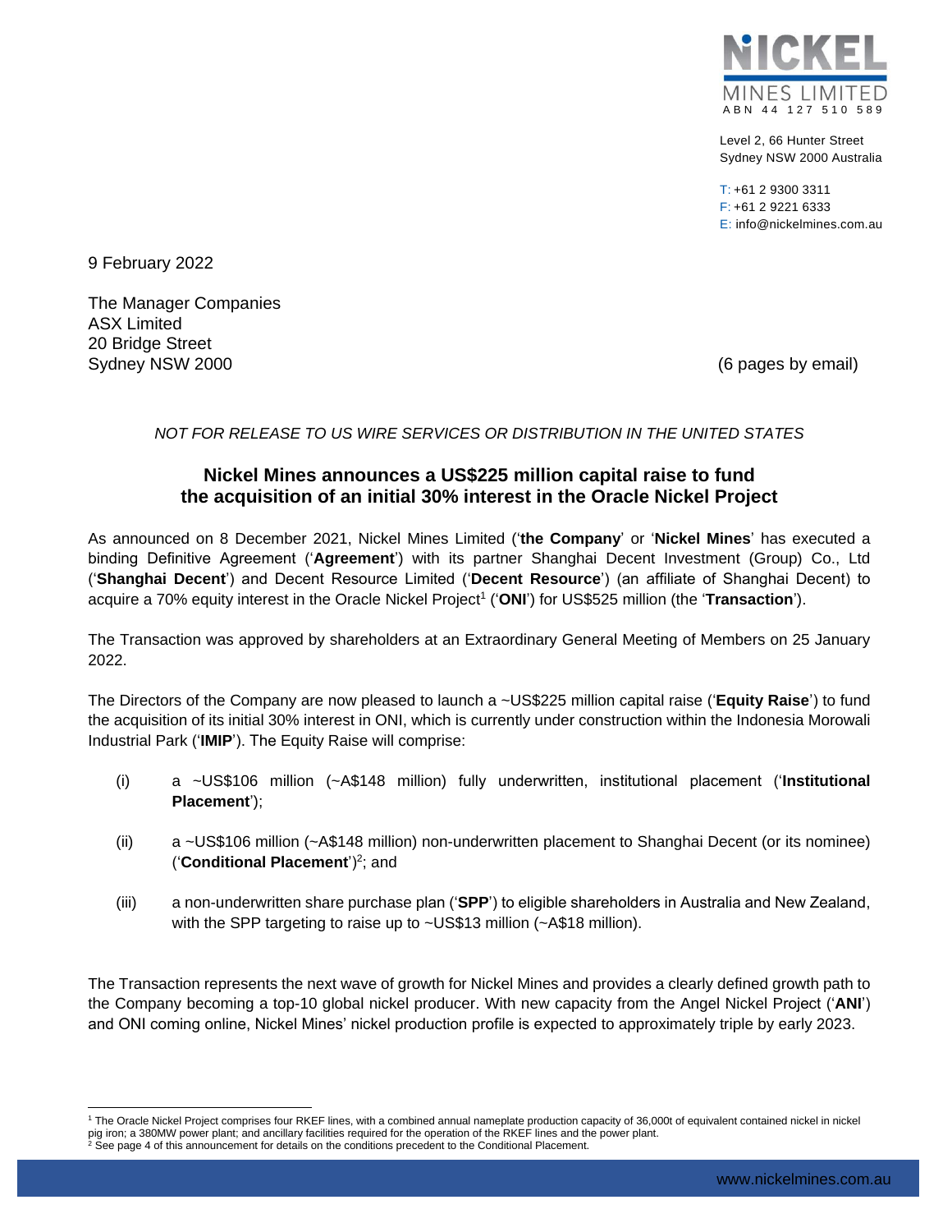NICKEL MINES LIMITED
ABN 44 127 510 589

Level 2, 66 Hunter Street
Sydney NSW 2000 Australia

T: +61 2 9300 3311
F: +61 2 9221 6333
E: info@nickelmines.com.au

9 February 2022

The Manager Companies
ASX Limited
20 Bridge Street
Sydney NSW 2000

(6 pages by email)

*NOT FOR RELEASE TO US WIRE SERVICES OR DISTRIBUTION IN THE UNITED STATES*

## Nickel Mines announces a US$225 million capital raise to fund the acquisition of an initial 30% interest in the Oracle Nickel Project

As announced on 8 December 2021, Nickel Mines Limited ('**the Company**' or '**Nickel Mines**' has executed a binding Definitive Agreement ('**Agreement**') with its partner Shanghai Decent Investment (Group) Co., Ltd ('**Shanghai Decent**') and Decent Resource Limited ('**Decent Resource**') (an affiliate of Shanghai Decent) to acquire a 70% equity interest in the Oracle Nickel Project[1] ('**ONI**') for US$525 million (the '**Transaction**').

The Transaction was approved by shareholders at an Extraordinary General Meeting of Members on 25 January 2022.

The Directors of the Company are now pleased to launch a ~US$225 million capital raise ('**Equity Raise**') to fund the acquisition of its initial 30% interest in ONI, which is currently under construction within the Indonesia Morowali Industrial Park ('**IMIP**'). The Equity Raise will comprise:

(i) a ~US$106 million (~A$148 million) fully underwritten, institutional placement ('**Institutional Placement**');

(ii) a ~US$106 million (~A$148 million) non-underwritten placement to Shanghai Decent (or its nominee) ('**Conditional Placement**')[2]; and

(iii) a non-underwritten share purchase plan ('**SPP**') to eligible shareholders in Australia and New Zealand, with the SPP targeting to raise up to ~US$13 million (~A$18 million).

The Transaction represents the next wave of growth for Nickel Mines and provides a clearly defined growth path to the Company becoming a top-10 global nickel producer. With new capacity from the Angel Nickel Project ('**ANI**') and ONI coming online, Nickel Mines' nickel production profile is expected to approximately triple by early 2023.

---

[1] The Oracle Nickel Project comprises four RKEF lines, with a combined annual nameplate production capacity of 36,000t of equivalent contained nickel in nickel pig iron; a 380MW power plant; and ancillary facilities required for the operation of the RKEF lines and the power plant.

[2] See page 4 of this announcement for details on the conditions precedent to the Conditional Placement.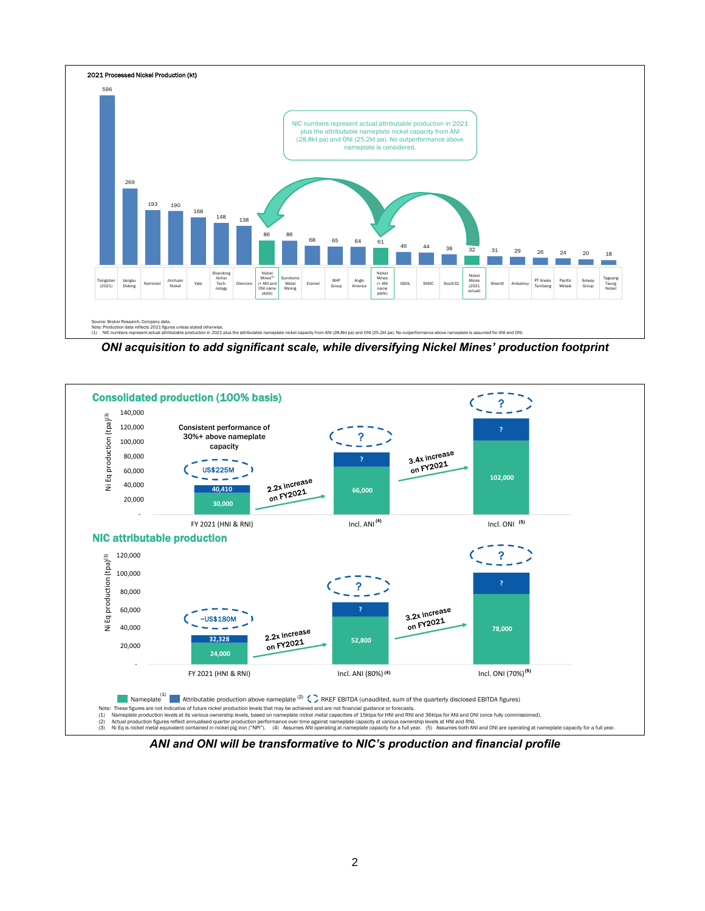**2021 Processed Nickel Production (kt)**

| Company | 2021 Processed Nickel Production (kt) |
|---|---|
| Tsingshan (2021) | 596 |
| Jiangsu Delong | 269 |
| Nornickel | 193 |
| Jinchuan Nickel | 190 |
| Vale | 168 |
| Shandong Xinhai Tech-nology | 148 |
| Glencore | 138 |
| Nickel Mines[1] (+ ANI and ONI name plate) | 86 |
| Sumitomo Metal Mining | 86 |
| Eramet | 68 |
| BHP Group | 65 |
| Anglo America | 64 |
| Nickel Mines (+ ANI name plate) | 61 |
| GSOL | 46 |
| SNNC | 44 |
| South32 | 38 |
| Nickel Mines (2021 actual) | 32 |
| Sherritt | 31 |
| Ambatovy | 29 |
| PT Aneka Tambang | 26 |
| Pacific Metals | 24 |
| Solway Group | 20 |
| Taguang Taung Nickel | 18 |

NIC numbers represent actual attributable production in 2021 plus the attributable nameplate nickel capacity from ANI (28.8kt pa) and ONI (25.2kt pa). No outperformance above nameplate is considered.

Source: Broker Research, Company data.
Note: Production data reflects 2021 figures unless stated otherwise.
(1) NIC numbers represent actual attributable production in 2021 plus the attributable nameplate nickel capacity from ANI (28.8kt pa) and ONI (25.2kt pa). No outperformance above nameplate is assumed for ANI and ONI.

***ONI acquisition to add significant scale, while diversifying Nickel Mines' production footprint***

**Consolidated production (100% basis)**

Ni Eq production (tpa)[3]

| | FY 2021 (HNI & RNI) | Incl. ANI[4] | Incl. ONI[5] |
|---|---|---|---|
| Nameplate[1] | 30,000 | 66,000 | 102,000 |
| Attributable production above nameplate[2] | 40,410 | ? | ? |
| RKEF EBITDA | US$225M | ? | ? |

Consistent performance of 30%+ above nameplate capacity

2.2x increase on FY2021

3.4x increase on FY2021

**NIC attributable production**

Ni Eq production (tpa)[3]

| | FY 2021 (HNI & RNI) | Incl. ANI (80%)[4] | Incl. ONI (70%)[5] |
|---|---|---|---|
| Nameplate[1] | 24,000 | 52,800 | 78,000 |
| Attributable production above nameplate[2] | 32,328 | ? | ? |
| RKEF EBITDA | ~US$180M | ? | ? |

2.2x increase on FY2021

3.2x increase on FY2021

Legend: Nameplate[1]; Attributable production above nameplate[2]; RKEF EBITDA (unaudited, sum of the quarterly disclosed EBITDA figures)

Note: These figures are not indicative of future nickel production levels that may be achieved and are not financial guidance or forecasts.
(1) Nameplate production levels at its various ownership levels, based on nameplate nickel metal capacities of 15ktpa for HNI and RNI and 36ktpa for ANI and ONI (once fully commissioned).
(2) Actual production figures reflect annualised quarter production performance over time against nameplate capacity at various ownership levels at HNI and RNI.
(3) Ni Eq is nickel metal equivalent contained in nickel pig iron ("NPI"). (4) Assumes ANI operating at nameplate capacity for a full year. (5) Assumes both ANI and ONI are operating at nameplate capacity for a full year.

***ANI and ONI will be transformative to NIC's production and financial profile***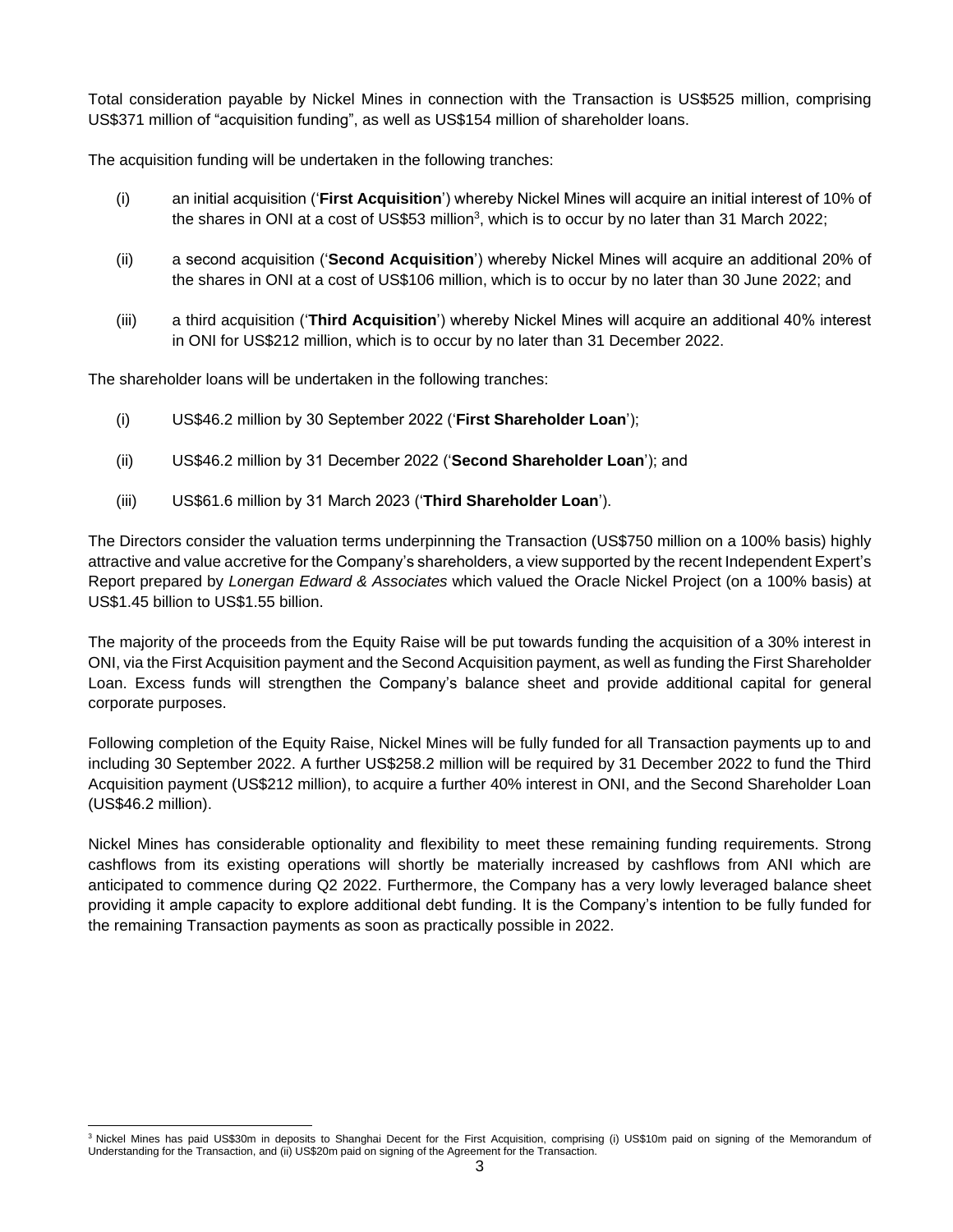Total consideration payable by Nickel Mines in connection with the Transaction is US$525 million, comprising US$371 million of "acquisition funding", as well as US$154 million of shareholder loans.

The acquisition funding will be undertaken in the following tranches:

(i) an initial acquisition ('**First Acquisition**') whereby Nickel Mines will acquire an initial interest of 10% of the shares in ONI at a cost of US$53 million[3], which is to occur by no later than 31 March 2022;

(ii) a second acquisition ('**Second Acquisition**') whereby Nickel Mines will acquire an additional 20% of the shares in ONI at a cost of US$106 million, which is to occur by no later than 30 June 2022; and

(iii) a third acquisition ('**Third Acquisition**') whereby Nickel Mines will acquire an additional 40% interest in ONI for US$212 million, which is to occur by no later than 31 December 2022.

The shareholder loans will be undertaken in the following tranches:

(i) US$46.2 million by 30 September 2022 ('**First Shareholder Loan**');

(ii) US$46.2 million by 31 December 2022 ('**Second Shareholder Loan**'); and

(iii) US$61.6 million by 31 March 2023 ('**Third Shareholder Loan**').

The Directors consider the valuation terms underpinning the Transaction (US$750 million on a 100% basis) highly attractive and value accretive for the Company's shareholders, a view supported by the recent Independent Expert's Report prepared by *Lonergan Edward & Associates* which valued the Oracle Nickel Project (on a 100% basis) at US$1.45 billion to US$1.55 billion.

The majority of the proceeds from the Equity Raise will be put towards funding the acquisition of a 30% interest in ONI, via the First Acquisition payment and the Second Acquisition payment, as well as funding the First Shareholder Loan. Excess funds will strengthen the Company's balance sheet and provide additional capital for general corporate purposes.

Following completion of the Equity Raise, Nickel Mines will be fully funded for all Transaction payments up to and including 30 September 2022. A further US$258.2 million will be required by 31 December 2022 to fund the Third Acquisition payment (US$212 million), to acquire a further 40% interest in ONI, and the Second Shareholder Loan (US$46.2 million).

Nickel Mines has considerable optionality and flexibility to meet these remaining funding requirements. Strong cashflows from its existing operations will shortly be materially increased by cashflows from ANI which are anticipated to commence during Q2 2022. Furthermore, the Company has a very lowly leveraged balance sheet providing it ample capacity to explore additional debt funding. It is the Company's intention to be fully funded for the remaining Transaction payments as soon as practically possible in 2022.

[3] Nickel Mines has paid US$30m in deposits to Shanghai Decent for the First Acquisition, comprising (i) US$10m paid on signing of the Memorandum of Understanding for the Transaction, and (ii) US$20m paid on signing of the Agreement for the Transaction.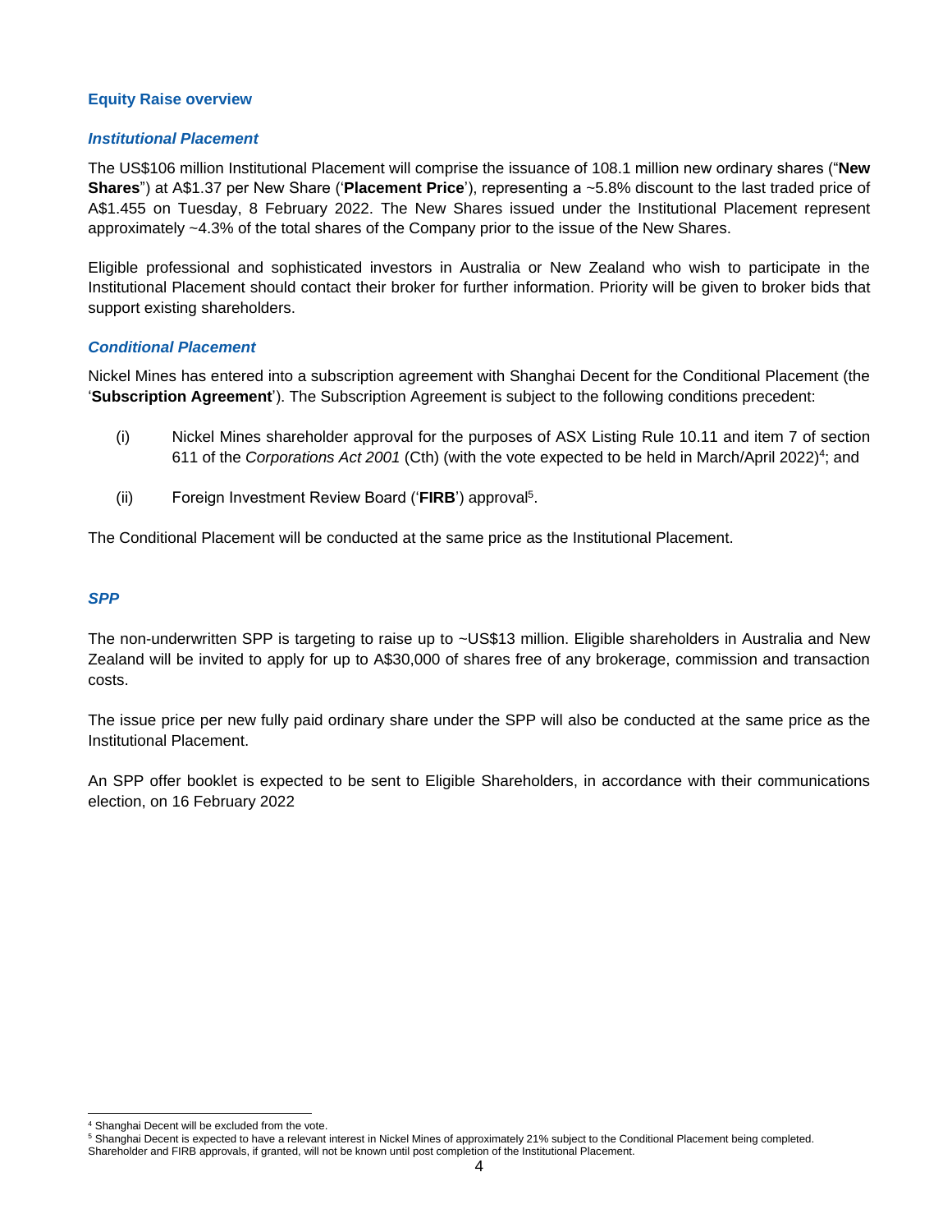## Equity Raise overview

### *Institutional Placement*

The US$106 million Institutional Placement will comprise the issuance of 108.1 million new ordinary shares ("**New Shares**") at A$1.37 per New Share ('**Placement Price**'), representing a ~5.8% discount to the last traded price of A$1.455 on Tuesday, 8 February 2022. The New Shares issued under the Institutional Placement represent approximately ~4.3% of the total shares of the Company prior to the issue of the New Shares.

Eligible professional and sophisticated investors in Australia or New Zealand who wish to participate in the Institutional Placement should contact their broker for further information. Priority will be given to broker bids that support existing shareholders.

### *Conditional Placement*

Nickel Mines has entered into a subscription agreement with Shanghai Decent for the Conditional Placement (the '**Subscription Agreement**'). The Subscription Agreement is subject to the following conditions precedent:

(i) Nickel Mines shareholder approval for the purposes of ASX Listing Rule 10.11 and item 7 of section 611 of the *Corporations Act 2001* (Cth) (with the vote expected to be held in March/April 2022)[4]; and

(ii) Foreign Investment Review Board ('**FIRB**') approval[5].

The Conditional Placement will be conducted at the same price as the Institutional Placement.

### *SPP*

The non-underwritten SPP is targeting to raise up to ~US$13 million. Eligible shareholders in Australia and New Zealand will be invited to apply for up to A$30,000 of shares free of any brokerage, commission and transaction costs.

The issue price per new fully paid ordinary share under the SPP will also be conducted at the same price as the Institutional Placement.

An SPP offer booklet is expected to be sent to Eligible Shareholders, in accordance with their communications election, on 16 February 2022

---

[4] Shanghai Decent will be excluded from the vote.

[5] Shanghai Decent is expected to have a relevant interest in Nickel Mines of approximately 21% subject to the Conditional Placement being completed. Shareholder and FIRB approvals, if granted, will not be known until post completion of the Institutional Placement.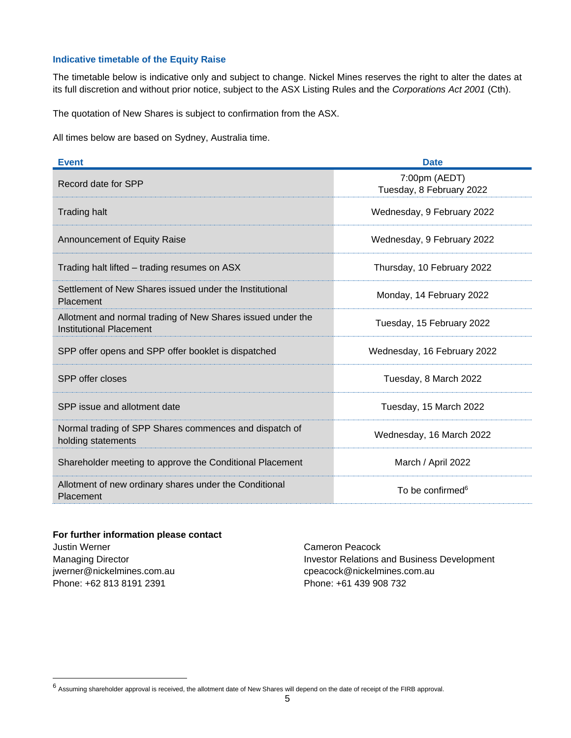### Indicative timetable of the Equity Raise

The timetable below is indicative only and subject to change. Nickel Mines reserves the right to alter the dates at its full discretion and without prior notice, subject to the ASX Listing Rules and the *Corporations Act 2001* (Cth).

The quotation of New Shares is subject to confirmation from the ASX.

All times below are based on Sydney, Australia time.

| Event | Date |
|---|---|
| Record date for SPP | 7:00pm (AEDT) Tuesday, 8 February 2022 |
| Trading halt | Wednesday, 9 February 2022 |
| Announcement of Equity Raise | Wednesday, 9 February 2022 |
| Trading halt lifted – trading resumes on ASX | Thursday, 10 February 2022 |
| Settlement of New Shares issued under the Institutional Placement | Monday, 14 February 2022 |
| Allotment and normal trading of New Shares issued under the Institutional Placement | Tuesday, 15 February 2022 |
| SPP offer opens and SPP offer booklet is dispatched | Wednesday, 16 February 2022 |
| SPP offer closes | Tuesday, 8 March 2022 |
| SPP issue and allotment date | Tuesday, 15 March 2022 |
| Normal trading of SPP Shares commences and dispatch of holding statements | Wednesday, 16 March 2022 |
| Shareholder meeting to approve the Conditional Placement | March / April 2022 |
| Allotment of new ordinary shares under the Conditional Placement | To be confirmed[6] |

**For further information please contact**

Justin Werner
Managing Director
jwerner@nickelmines.com.au
Phone: +62 813 8191 2391

Cameron Peacock
Investor Relations and Business Development
cpeacock@nickelmines.com.au
Phone: +61 439 908 732

---

[6] Assuming shareholder approval is received, the allotment date of New Shares will depend on the date of receipt of the FIRB approval.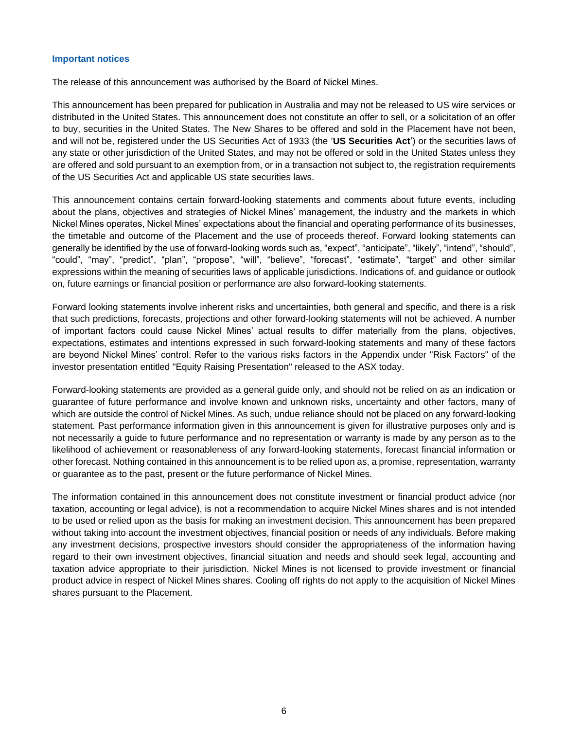## Important notices

The release of this announcement was authorised by the Board of Nickel Mines.

This announcement has been prepared for publication in Australia and may not be released to US wire services or distributed in the United States. This announcement does not constitute an offer to sell, or a solicitation of an offer to buy, securities in the United States. The New Shares to be offered and sold in the Placement have not been, and will not be, registered under the US Securities Act of 1933 (the '**US Securities Act**') or the securities laws of any state or other jurisdiction of the United States, and may not be offered or sold in the United States unless they are offered and sold pursuant to an exemption from, or in a transaction not subject to, the registration requirements of the US Securities Act and applicable US state securities laws.

This announcement contains certain forward-looking statements and comments about future events, including about the plans, objectives and strategies of Nickel Mines' management, the industry and the markets in which Nickel Mines operates, Nickel Mines' expectations about the financial and operating performance of its businesses, the timetable and outcome of the Placement and the use of proceeds thereof. Forward looking statements can generally be identified by the use of forward-looking words such as, "expect", "anticipate", "likely", "intend", "should", "could", "may", "predict", "plan", "propose", "will", "believe", "forecast", "estimate", "target" and other similar expressions within the meaning of securities laws of applicable jurisdictions. Indications of, and guidance or outlook on, future earnings or financial position or performance are also forward-looking statements.

Forward looking statements involve inherent risks and uncertainties, both general and specific, and there is a risk that such predictions, forecasts, projections and other forward-looking statements will not be achieved. A number of important factors could cause Nickel Mines' actual results to differ materially from the plans, objectives, expectations, estimates and intentions expressed in such forward-looking statements and many of these factors are beyond Nickel Mines' control. Refer to the various risks factors in the Appendix under "Risk Factors" of the investor presentation entitled "Equity Raising Presentation" released to the ASX today.

Forward-looking statements are provided as a general guide only, and should not be relied on as an indication or guarantee of future performance and involve known and unknown risks, uncertainty and other factors, many of which are outside the control of Nickel Mines. As such, undue reliance should not be placed on any forward-looking statement. Past performance information given in this announcement is given for illustrative purposes only and is not necessarily a guide to future performance and no representation or warranty is made by any person as to the likelihood of achievement or reasonableness of any forward-looking statements, forecast financial information or other forecast. Nothing contained in this announcement is to be relied upon as, a promise, representation, warranty or guarantee as to the past, present or the future performance of Nickel Mines.

The information contained in this announcement does not constitute investment or financial product advice (nor taxation, accounting or legal advice), is not a recommendation to acquire Nickel Mines shares and is not intended to be used or relied upon as the basis for making an investment decision. This announcement has been prepared without taking into account the investment objectives, financial position or needs of any individuals. Before making any investment decisions, prospective investors should consider the appropriateness of the information having regard to their own investment objectives, financial situation and needs and should seek legal, accounting and taxation advice appropriate to their jurisdiction. Nickel Mines is not licensed to provide investment or financial product advice in respect of Nickel Mines shares. Cooling off rights do not apply to the acquisition of Nickel Mines shares pursuant to the Placement.